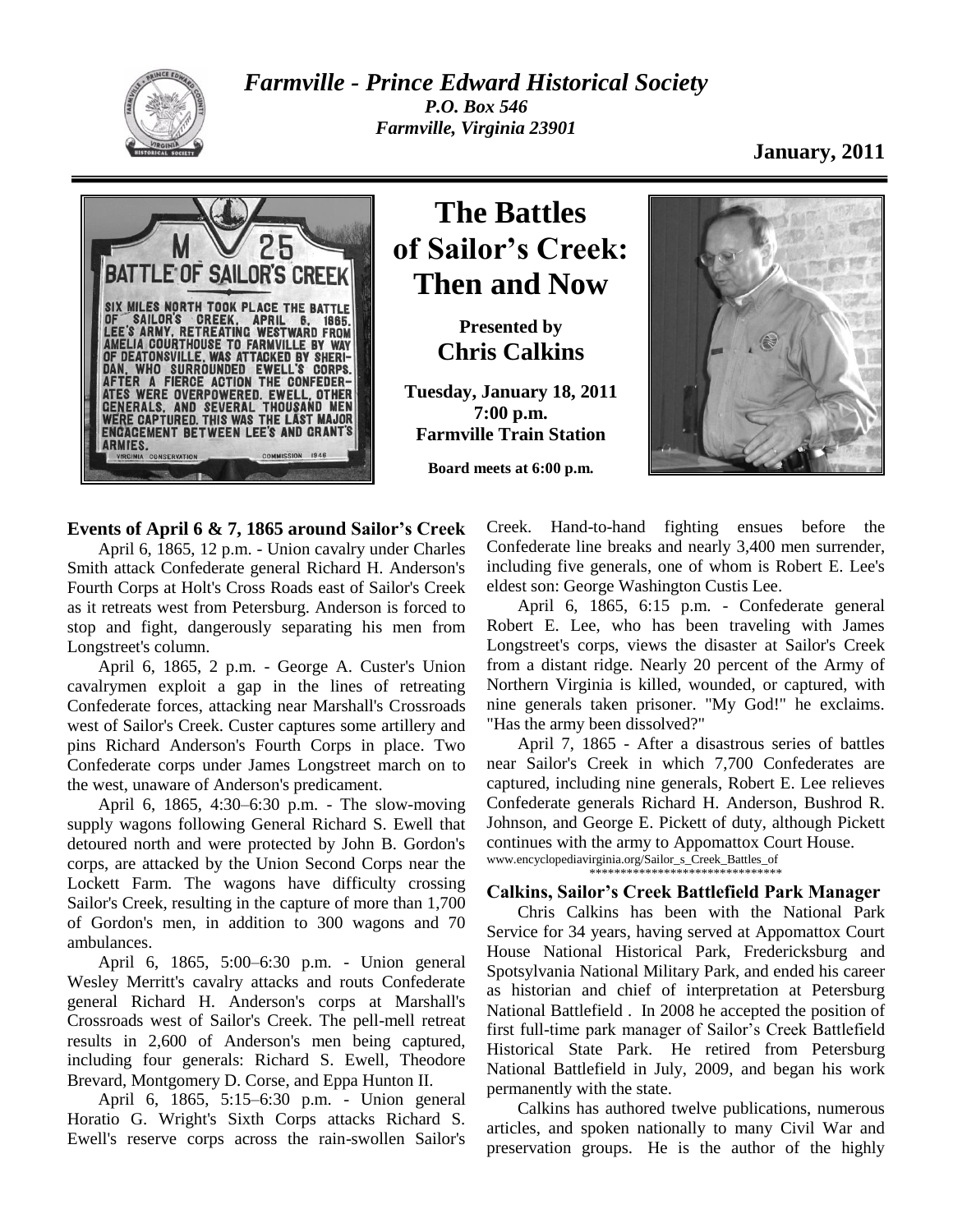# *Farmville - Prince Edward Historical Society*

*P.O. Box 546*
*Farmville, Virginia 23901*

**January, 2011**

M 25
BATTLE OF SAILOR'S CREEK

SIX MILES NORTH TOOK PLACE THE BATTLE OF SAILOR'S CREEK, APRIL 6, 1865. LEE'S ARMY, RETREATING WESTWARD FROM AMELIA COURTHOUSE TO FARMVILLE BY WAY OF DEATONSVILLE, WAS ATTACKED BY SHERIDAN, WHO SURROUNDED EWELL'S CORPS. AFTER A FIERCE ACTION THE CONFEDERATES WERE OVERPOWERED. EWELL, OTHER GENERALS, AND SEVERAL THOUSAND MEN WERE CAPTURED. THIS WAS THE LAST MAJOR ENGAGEMENT BETWEEN LEE'S AND GRANT'S ARMIES.

VIRGINIA CONSERVATION COMMISSION 1948

# The Battles of Sailor's Creek: Then and Now

**Presented by**
**Chris Calkins**

**Tuesday, January 18, 2011**
**7:00 p.m.**
**Farmville Train Station**

**Board meets at 6:00 p.m.**

### Events of April 6 & 7, 1865 around Sailor's Creek

April 6, 1865, 12 p.m. - Union cavalry under Charles Smith attack Confederate general Richard H. Anderson's Fourth Corps at Holt's Cross Roads east of Sailor's Creek as it retreats west from Petersburg. Anderson is forced to stop and fight, dangerously separating his men from Longstreet's column.

April 6, 1865, 2 p.m. - George A. Custer's Union cavalrymen exploit a gap in the lines of retreating Confederate forces, attacking near Marshall's Crossroads west of Sailor's Creek. Custer captures some artillery and pins Richard Anderson's Fourth Corps in place. Two Confederate corps under James Longstreet march on to the west, unaware of Anderson's predicament.

April 6, 1865, 4:30–6:30 p.m. - The slow-moving supply wagons following General Richard S. Ewell that detoured north and were protected by John B. Gordon's corps, are attacked by the Union Second Corps near the Lockett Farm. The wagons have difficulty crossing Sailor's Creek, resulting in the capture of more than 1,700 of Gordon's men, in addition to 300 wagons and 70 ambulances.

April 6, 1865, 5:00–6:30 p.m. - Union general Wesley Merritt's cavalry attacks and routs Confederate general Richard H. Anderson's corps at Marshall's Crossroads west of Sailor's Creek. The pell-mell retreat results in 2,600 of Anderson's men being captured, including four generals: Richard S. Ewell, Theodore Brevard, Montgomery D. Corse, and Eppa Hunton II.

April 6, 1865, 5:15–6:30 p.m. - Union general Horatio G. Wright's Sixth Corps attacks Richard S. Ewell's reserve corps across the rain-swollen Sailor's Creek. Hand-to-hand fighting ensues before the Confederate line breaks and nearly 3,400 men surrender, including five generals, one of whom is Robert E. Lee's eldest son: George Washington Custis Lee.

April 6, 1865, 6:15 p.m. - Confederate general Robert E. Lee, who has been traveling with James Longstreet's corps, views the disaster at Sailor's Creek from a distant ridge. Nearly 20 percent of the Army of Northern Virginia is killed, wounded, or captured, with nine generals taken prisoner. "My God!" he exclaims. "Has the army been dissolved?"

April 7, 1865 - After a disastrous series of battles near Sailor's Creek in which 7,700 Confederates are captured, including nine generals, Robert E. Lee relieves Confederate generals Richard H. Anderson, Bushrod R. Johnson, and George E. Pickett of duty, although Pickett continues with the army to Appomattox Court House.

www.encyclopediavirginia.org/Sailor_s_Creek_Battles_of

*******************************

### Calkins, Sailor's Creek Battlefield Park Manager

Chris Calkins has been with the National Park Service for 34 years, having served at Appomattox Court House National Historical Park, Fredericksburg and Spotsylvania National Military Park, and ended his career as historian and chief of interpretation at Petersburg National Battlefield . In 2008 he accepted the position of first full-time park manager of Sailor's Creek Battlefield Historical State Park. He retired from Petersburg National Battlefield in July, 2009, and began his work permanently with the state.

Calkins has authored twelve publications, numerous articles, and spoken nationally to many Civil War and preservation groups. He is the author of the highly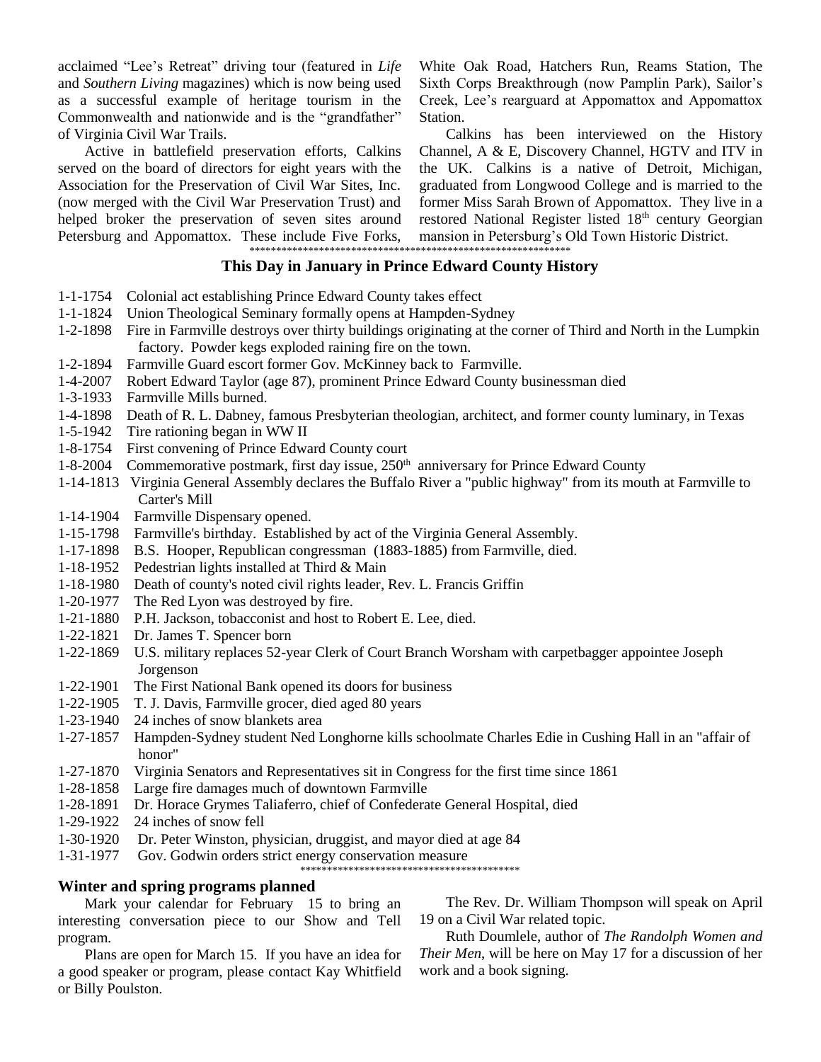acclaimed "Lee's Retreat" driving tour (featured in *Life* and *Southern Living* magazines) which is now being used as a successful example of heritage tourism in the Commonwealth and nationwide and is the "grandfather" of Virginia Civil War Trails.

Active in battlefield preservation efforts, Calkins served on the board of directors for eight years with the Association for the Preservation of Civil War Sites, Inc. (now merged with the Civil War Preservation Trust) and helped broker the preservation of seven sites around Petersburg and Appomattox. These include Five Forks, White Oak Road, Hatchers Run, Reams Station, The Sixth Corps Breakthrough (now Pamplin Park), Sailor's Creek, Lee's rearguard at Appomattox and Appomattox Station.

Calkins has been interviewed on the History Channel, A & E, Discovery Channel, HGTV and ITV in the UK. Calkins is a native of Detroit, Michigan, graduated from Longwood College and is married to the former Miss Sarah Brown of Appomattox. They live in a restored National Register listed 18th century Georgian mansion in Petersburg's Old Town Historic District.

\*\*\*\*\*\*\*\*\*\*\*\*\*\*\*\*\*\*\*\*\*\*\*\*\*\*\*\*\*\*\*\*\*\*\*\*\*\*\*\*\*\*\*\*\*\*\*\*\*\*\*\*\*\*\*\*\*\*\*\*

## This Day in January in Prince Edward County History

- 1-1-1754 Colonial act establishing Prince Edward County takes effect
- 1-1-1824 Union Theological Seminary formally opens at Hampden-Sydney
- 1-2-1898 Fire in Farmville destroys over thirty buildings originating at the corner of Third and North in the Lumpkin factory. Powder kegs exploded raining fire on the town.
- 1-2-1894 Farmville Guard escort former Gov. McKinney back to Farmville.
- 1-4-2007 Robert Edward Taylor (age 87), prominent Prince Edward County businessman died
- 1-3-1933 Farmville Mills burned.
- 1-4-1898 Death of R. L. Dabney, famous Presbyterian theologian, architect, and former county luminary, in Texas
- 1-5-1942 Tire rationing began in WW II
- 1-8-1754 First convening of Prince Edward County court
- 1-8-2004 Commemorative postmark, first day issue, 250th anniversary for Prince Edward County
- 1-14-1813 Virginia General Assembly declares the Buffalo River a "public highway" from its mouth at Farmville to Carter's Mill
- 1-14-1904 Farmville Dispensary opened.
- 1-15-1798 Farmville's birthday. Established by act of the Virginia General Assembly.
- 1-17-1898 B.S. Hooper, Republican congressman (1883-1885) from Farmville, died.
- 1-18-1952 Pedestrian lights installed at Third & Main
- 1-18-1980 Death of county's noted civil rights leader, Rev. L. Francis Griffin
- 1-20-1977 The Red Lyon was destroyed by fire.
- 1-21-1880 P.H. Jackson, tobacconist and host to Robert E. Lee, died.
- 1-22-1821 Dr. James T. Spencer born
- 1-22-1869 U.S. military replaces 52-year Clerk of Court Branch Worsham with carpetbagger appointee Joseph Jorgenson
- 1-22-1901 The First National Bank opened its doors for business
- 1-22-1905 T. J. Davis, Farmville grocer, died aged 80 years
- 1-23-1940 24 inches of snow blankets area
- 1-27-1857 Hampden-Sydney student Ned Longhorne kills schoolmate Charles Edie in Cushing Hall in an "affair of honor"
- 1-27-1870 Virginia Senators and Representatives sit in Congress for the first time since 1861
- 1-28-1858 Large fire damages much of downtown Farmville
- 1-28-1891 Dr. Horace Grymes Taliaferro, chief of Confederate General Hospital, died
- 1-29-1922 24 inches of snow fell
- 1-30-1920 Dr. Peter Winston, physician, druggist, and mayor died at age 84
- 1-31-1977 Gov. Godwin orders strict energy conservation measure

\*\*\*\*\*\*\*\*\*\*\*\*\*\*\*\*\*\*\*\*\*\*\*\*\*\*\*\*\*\*\*\*\*\*\*\*\*\*\*\*\*

### Winter and spring programs planned

Mark your calendar for February 15 to bring an interesting conversation piece to our Show and Tell program.

Plans are open for March 15. If you have an idea for a good speaker or program, please contact Kay Whitfield or Billy Poulston.

The Rev. Dr. William Thompson will speak on April 19 on a Civil War related topic.

Ruth Doumlele, author of *The Randolph Women and Their Men*, will be here on May 17 for a discussion of her work and a book signing.